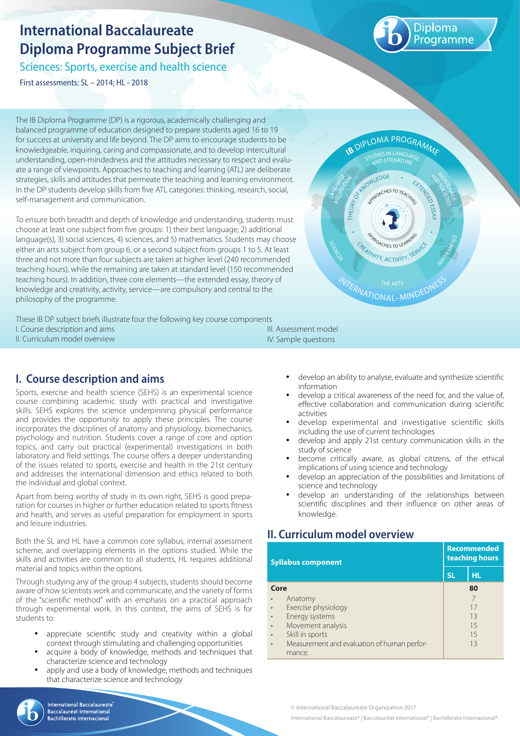# International Baccalaureate Diploma Programme Subject Brief

## Sciences: Sports, exercise and health science

First assessments: SL – 2014; HL - 2018

The IB Diploma Programme (DP) is a rigorous, academically challenging and balanced programme of education designed to prepare students aged 16 to 19 for success at university and life beyond. The DP aims to encourage students to be knowledgeable, inquiring, caring and compassionate, and to develop intercultural understanding, open-mindedness and the attitudes necessary to respect and evaluate a range of viewpoints. Approaches to teaching and learning (ATL) are deliberate strategies, skills and attitudes that permeate the teaching and learning environment. In the DP students develop skills from five ATL categories: thinking, research, social, self-management and communication.

To ensure both breadth and depth of knowledge and understanding, students must choose at least one subject from five groups: 1) their best language, 2) additional language(s), 3) social sciences, 4) sciences, and 5) mathematics. Students may choose either an arts subject from group 6, or a second subject from groups 1 to 5. At least three and not more than four subjects are taken at higher level (240 recommended teaching hours), while the remaining are taken at standard level (150 recommended teaching hours). In addition, three core elements—the extended essay, theory of knowledge and creativity, activity, service—are compulsory and central to the philosophy of the programme.

These IB DP subject briefs illustrate four the following key course components

I. Course description and aims
II. Curriculum model overview
III. Assessment model
IV. Sample questions

## I. Course description and aims

Sports, exercise and health science (SEHS) is an experimental science course combining academic study with practical and investigative skills. SEHS explores the science underpinning physical performance and provides the opportunity to apply these principles. The course incorporates the disciplines of anatomy and physiology, biomechanics, psychology and nutrition. Students cover a range of core and option topics, and carry out practical (experimental) investigations in both laboratory and field settings. The course offers a deeper understanding of the issues related to sports, exercise and health in the 21st century and addresses the international dimension and ethics related to both the individual and global context.

Apart from being worthy of study in its own right, SEHS is good preparation for courses in higher or further education related to sports fitness and health, and serves as useful preparation for employment in sports and leisure industries.

Both the SL and HL have a common core syllabus, internal assessment scheme, and overlapping elements in the options studied. While the skills and activities are common to all students, HL requires additional material and topics within the options.

Through studying any of the group 4 subjects, students should become aware of how scientists work and communicate, and the variety of forms of the "scientific method" with an emphasis on a practical approach through experimental work. In this context, the aims of SEHS is for students to:

- appreciate scientific study and creativity within a global context through stimulating and challenging opportunities
- acquire a body of knowledge, methods and techniques that characterize science and technology
- apply and use a body of knowledge, methods and techniques that characterize science and technology
- develop an ability to analyse, evaluate and synthesize scientific information
- develop a critical awareness of the need for, and the value of, effective collaboration and communication during scientific activities
- develop experimental and investigative scientific skills including the use of current technologies
- develop and apply 21st century communication skills in the study of science
- become critically aware, as global citizens, of the ethical implications of using science and technology
- develop an appreciation of the possibilities and limitations of science and technology
- develop an understanding of the relationships between scientific disciplines and their influence on other areas of knowledge.

## II. Curriculum model overview

| Syllabus component | Recommended teaching hours | |
|---|---|---|
| | SL | HL |
| **Core** | **80** | |
| • Anatomy | 7 | |
| • Exercise physiology | 17 | |
| • Energy systems | 13 | |
| • Movement analysis | 15 | |
| • Skill in sports | 15 | |
| • Measurement and evaluation of human performance. | 13 | |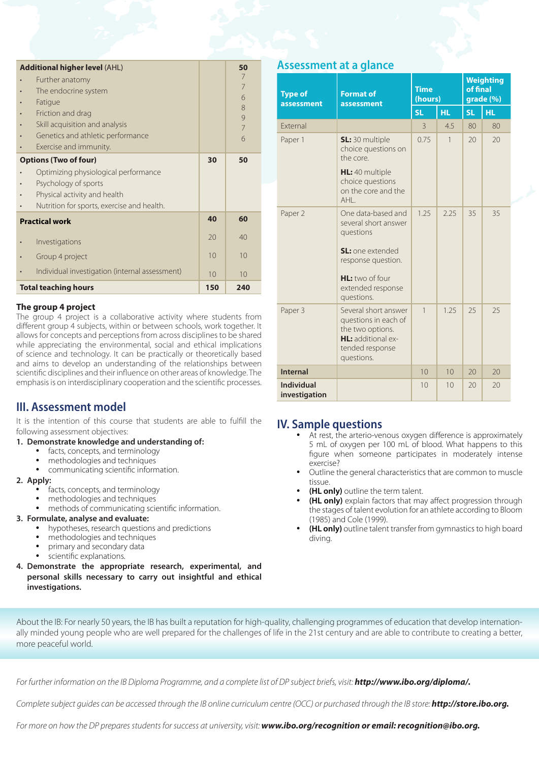| | | |
|---|---|---|
| **Additional higher level** (AHL) | | **50** |
| • Further anatomy | | 7 |
| • The endocrine system | | 7 |
| • Fatigue | | 6 |
| • Friction and drag | | 8 |
| • Skill acquisition and analysis | | 9 |
| • Genetics and athletic performance | | 7 |
| • Exercise and immunity. | | 6 |
| **Options (Two of four)** | **30** | **50** |
| • Optimizing physiological performance | | |
| • Psychology of sports | | |
| • Physical activity and health | | |
| • Nutrition for sports, exercise and health. | | |
| **Practical work** | **40** | **60** |
| • Investigations | 20 | 40 |
| • Group 4 project | 10 | 10 |
| • Individual investigation (internal assessment) | 10 | 10 |
| **Total teaching hours** | **150** | **240** |

### The group 4 project

The group 4 project is a collaborative activity where students from different group 4 subjects, within or between schools, work together. It allows for concepts and perceptions from across disciplines to be shared while appreciating the environmental, social and ethical implications of science and technology. It can be practically or theoretically based and aims to develop an understanding of the relationships between scientific disciplines and their influence on other areas of knowledge. The emphasis is on interdisciplinary cooperation and the scientific processes.

## III. Assessment model

It is the intention of this course that students are able to fulfill the following assessment objectives:

1. **Demonstrate knowledge and understanding of:**
   - facts, concepts, and terminology
   - methodologies and techniques
   - communicating scientific information.
2. **Apply:**
   - facts, concepts, and terminology
   - methodologies and techniques
   - methods of communicating scientific information.
3. **Formulate, analyse and evaluate:**
   - hypotheses, research questions and predictions
   - methodologies and techniques
   - primary and secondary data
   - scientific explanations.
4. **Demonstrate the appropriate research, experimental, and personal skills necessary to carry out insightful and ethical investigations.**

## Assessment at a glance

| Type of assessment | Format of assessment | Time (hours) | | Weighting of final grade (%) | |
|---|---|---|---|---|---|
| | | SL | HL | SL | HL |
| External | | 3 | 4.5 | 80 | 80 |
| Paper 1 | **SL:** 30 multiple choice questions on the core.<br>**HL:** 40 multiple choice questions on the core and the AHL. | 0.75 | 1 | 20 | 20 |
| Paper 2 | One data-based and several short answer questions<br>**SL:** one extended response question.<br>**HL:** two of four extended response questions. | 1.25 | 2.25 | 35 | 35 |
| Paper 3 | Several short answer questions in each of the two options.<br>**HL:** additional extended response questions. | 1 | 1.25 | 25 | 25 |
| **Internal** | | 10 | 10 | 20 | 20 |
| **Individual investigation** | | 10 | 10 | 20 | 20 |

## IV. Sample questions

- At rest, the arterio-venous oxygen difference is approximately 5 mL of oxygen per 100 mL of blood. What happens to this figure when someone participates in moderately intense exercise?
- Outline the general characteristics that are common to muscle tissue.
- **(HL only)** outline the term talent.
- **(HL only)** explain factors that may affect progression through the stages of talent evolution for an athlete according to Bloom (1985) and Cole (1999).
- **(HL only)** outline talent transfer from gymnastics to high board diving.

About the IB: For nearly 50 years, the IB has built a reputation for high-quality, challenging programmes of education that develop internationally minded young people who are well prepared for the challenges of life in the 21st century and are able to contribute to creating a better, more peaceful world.

*For further information on the IB Diploma Programme, and a complete list of DP subject briefs, visit:* ***http://www.ibo.org/diploma/.***

*Complete subject guides can be accessed through the IB online curriculum centre (OCC) or purchased through the IB store:* ***http://store.ibo.org.***

*For more on how the DP prepares students for success at university, visit:* ***www.ibo.org/recognition or email: recognition@ibo.org.***